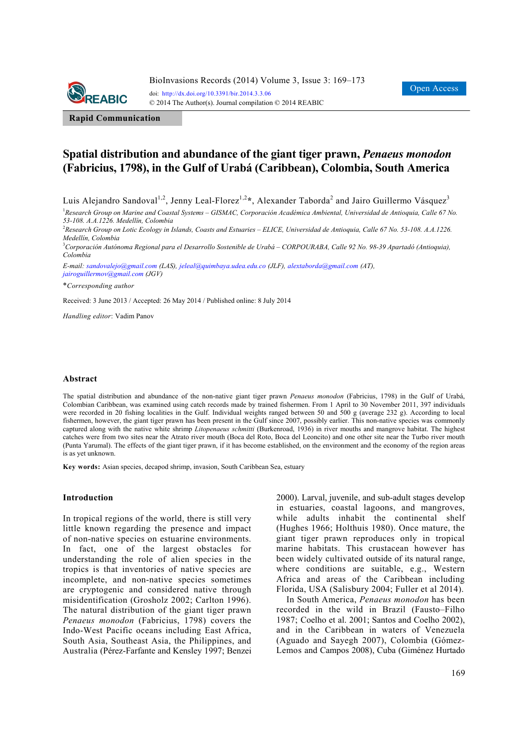Rapid Communication

# Spatial distribution and abundance of the giant tiger prawn, *Penaeus monodon* (Fabricius, 1798), in the Gulf of Urabá (Caribbean), Colombia, South America

Luis Alejandro Sandoval[1,2], Jenny Leal-Florez[1,2]\*, Alexander Taborda[2] and Jairo Guillermo Vásquez[3]

[1]*Research Group on Marine and Coastal Systems – GISMAC, Corporación Académica Ambiental, Universidad de Antioquia, Calle 67 No. 53-108. A.A.1226. Medellín, Colombia*

[2]*Research Group on Lotic Ecology in Islands, Coasts and Estuaries – ELICE, Universidad de Antioquia, Calle 67 No. 53-108. A.A.1226. Medellín, Colombia*

[3]*Corporación Autónoma Regional para el Desarrollo Sostenible de Urabá – CORPOURABA, Calle 92 No. 98-39 Apartadó (Antioquia), Colombia*

*E-mail:* sandovalejo@gmail.com *(LAS),* jeleal@quimbaya.udea.edu.co *(JLF),* alextaborda@gmail.com *(AT),* jairoguillermov@gmail.com *(JGV)*

\**Corresponding author*

Received: 3 June 2013 / Accepted: 26 May 2014 / Published online: 8 July 2014

*Handling editor*: Vadim Panov

## Abstract

The spatial distribution and abundance of the non-native giant tiger prawn *Penaeus monodon* (Fabricius, 1798) in the Gulf of Urabá, Colombian Caribbean, was examined using catch records made by trained fishermen. From 1 April to 30 November 2011, 397 individuals were recorded in 20 fishing localities in the Gulf. Individual weights ranged between 50 and 500 g (average 232 g). According to local fishermen, however, the giant tiger prawn has been present in the Gulf since 2007, possibly earlier. This non-native species was commonly captured along with the native white shrimp *Litopenaeus schmitti* (Burkenroad, 1936) in river mouths and mangrove habitat. The highest catches were from two sites near the Atrato river mouth (Boca del Roto, Boca del Leoncito) and one other site near the Turbo river mouth (Punta Yarumal). The effects of the giant tiger prawn, if it has become established, on the environment and the economy of the region areas is as yet unknown.

**Key words:** Asian species, decapod shrimp, invasion, South Caribbean Sea, estuary

## Introduction

In tropical regions of the world, there is still very little known regarding the presence and impact of non-native species on estuarine environments. In fact, one of the largest obstacles for understanding the role of alien species in the tropics is that inventories of native species are incomplete, and non-native species sometimes are cryptogenic and considered native through misidentification (Grosholz 2002; Carlton 1996). The natural distribution of the giant tiger prawn *Penaeus monodon* (Fabricius, 1798) covers the Indo-West Pacific oceans including East Africa, South Asia, Southeast Asia, the Philippines, and Australia (Pérez-Farfante and Kensley 1997; Benzei 2000). Larval, juvenile, and sub-adult stages develop in estuaries, coastal lagoons, and mangroves, while adults inhabit the continental shelf (Hughes 1966; Holthuis 1980). Once mature, the giant tiger prawn reproduces only in tropical marine habitats. This crustacean however has been widely cultivated outside of its natural range, where conditions are suitable, e.g., Western Africa and areas of the Caribbean including Florida, USA (Salisbury 2004; Fuller et al 2014).

In South America, *Penaeus monodon* has been recorded in the wild in Brazil (Fausto–Filho 1987; Coelho et al. 2001; Santos and Coelho 2002), and in the Caribbean in waters of Venezuela (Aguado and Sayegh 2007), Colombia (Gómez-Lemos and Campos 2008), Cuba (Giménez Hurtado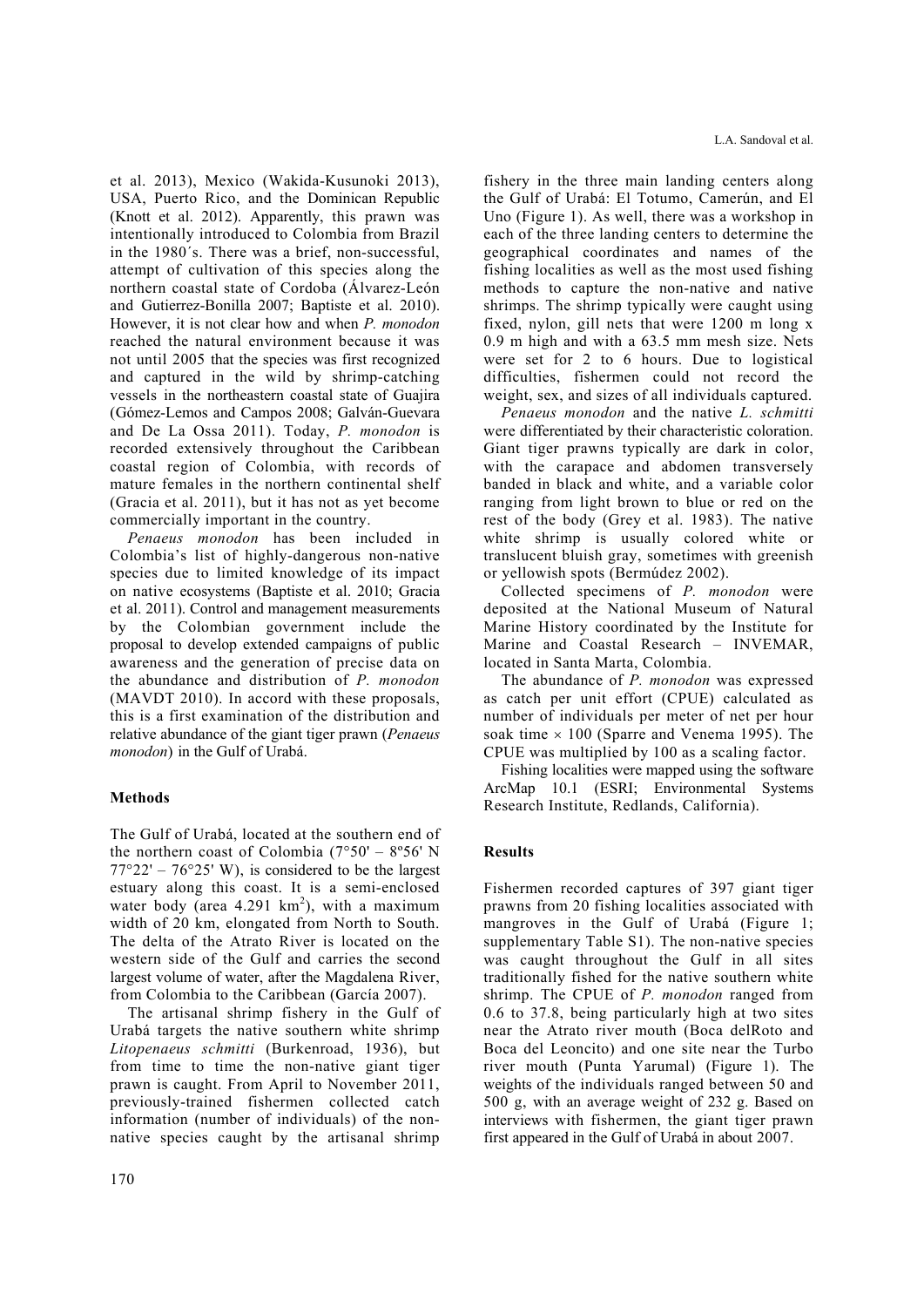et al. 2013), Mexico (Wakida-Kusunoki 2013), USA, Puerto Rico, and the Dominican Republic (Knott et al. 2012). Apparently, this prawn was intentionally introduced to Colombia from Brazil in the 1980´s. There was a brief, non-successful, attempt of cultivation of this species along the northern coastal state of Cordoba (Álvarez-León and Gutierrez-Bonilla 2007; Baptiste et al. 2010). However, it is not clear how and when *P. monodon* reached the natural environment because it was not until 2005 that the species was first recognized and captured in the wild by shrimp-catching vessels in the northeastern coastal state of Guajira (Gómez-Lemos and Campos 2008; Galván-Guevara and De La Ossa 2011). Today, *P. monodon* is recorded extensively throughout the Caribbean coastal region of Colombia, with records of mature females in the northern continental shelf (Gracia et al. 2011), but it has not as yet become commercially important in the country.

*Penaeus monodon* has been included in Colombia's list of highly-dangerous non-native species due to limited knowledge of its impact on native ecosystems (Baptiste et al. 2010; Gracia et al. 2011). Control and management measurements by the Colombian government include the proposal to develop extended campaigns of public awareness and the generation of precise data on the abundance and distribution of *P. monodon* (MAVDT 2010). In accord with these proposals, this is a first examination of the distribution and relative abundance of the giant tiger prawn (*Penaeus monodon*) in the Gulf of Urabá.

## Methods

The Gulf of Urabá, located at the southern end of the northern coast of Colombia (7°50' – 8º56' N 77°22' – 76°25' W), is considered to be the largest estuary along this coast. It is a semi-enclosed water body (area 4.291 km$^2$), with a maximum width of 20 km, elongated from North to South. The delta of the Atrato River is located on the western side of the Gulf and carries the second largest volume of water, after the Magdalena River, from Colombia to the Caribbean (García 2007).

The artisanal shrimp fishery in the Gulf of Urabá targets the native southern white shrimp *Litopenaeus schmitti* (Burkenroad, 1936), but from time to time the non-native giant tiger prawn is caught. From April to November 2011, previously-trained fishermen collected catch information (number of individuals) of the non-native species caught by the artisanal shrimp fishery in the three main landing centers along the Gulf of Urabá: El Totumo, Camerún, and El Uno (Figure 1). As well, there was a workshop in each of the three landing centers to determine the geographical coordinates and names of the fishing localities as well as the most used fishing methods to capture the non-native and native shrimps. The shrimp typically were caught using fixed, nylon, gill nets that were 1200 m long x 0.9 m high and with a 63.5 mm mesh size. Nets were set for 2 to 6 hours. Due to logistical difficulties, fishermen could not record the weight, sex, and sizes of all individuals captured.

*Penaeus monodon* and the native *L. schmitti* were differentiated by their characteristic coloration. Giant tiger prawns typically are dark in color, with the carapace and abdomen transversely banded in black and white, and a variable color ranging from light brown to blue or red on the rest of the body (Grey et al. 1983). The native white shrimp is usually colored white or translucent bluish gray, sometimes with greenish or yellowish spots (Bermúdez 2002).

Collected specimens of *P. monodon* were deposited at the National Museum of Natural Marine History coordinated by the Institute for Marine and Coastal Research – INVEMAR, located in Santa Marta, Colombia.

The abundance of *P. monodon* was expressed as catch per unit effort (CPUE) calculated as number of individuals per meter of net per hour soak time $\times$ 100 (Sparre and Venema 1995). The CPUE was multiplied by 100 as a scaling factor.

Fishing localities were mapped using the software ArcMap 10.1 (ESRI; Environmental Systems Research Institute, Redlands, California).

## Results

Fishermen recorded captures of 397 giant tiger prawns from 20 fishing localities associated with mangroves in the Gulf of Urabá (Figure 1; supplementary Table S1). The non-native species was caught throughout the Gulf in all sites traditionally fished for the native southern white shrimp. The CPUE of *P. monodon* ranged from 0.6 to 37.8, being particularly high at two sites near the Atrato river mouth (Boca delRoto and Boca del Leoncito) and one site near the Turbo river mouth (Punta Yarumal) (Figure 1). The weights of the individuals ranged between 50 and 500 g, with an average weight of 232 g. Based on interviews with fishermen, the giant tiger prawn first appeared in the Gulf of Urabá in about 2007.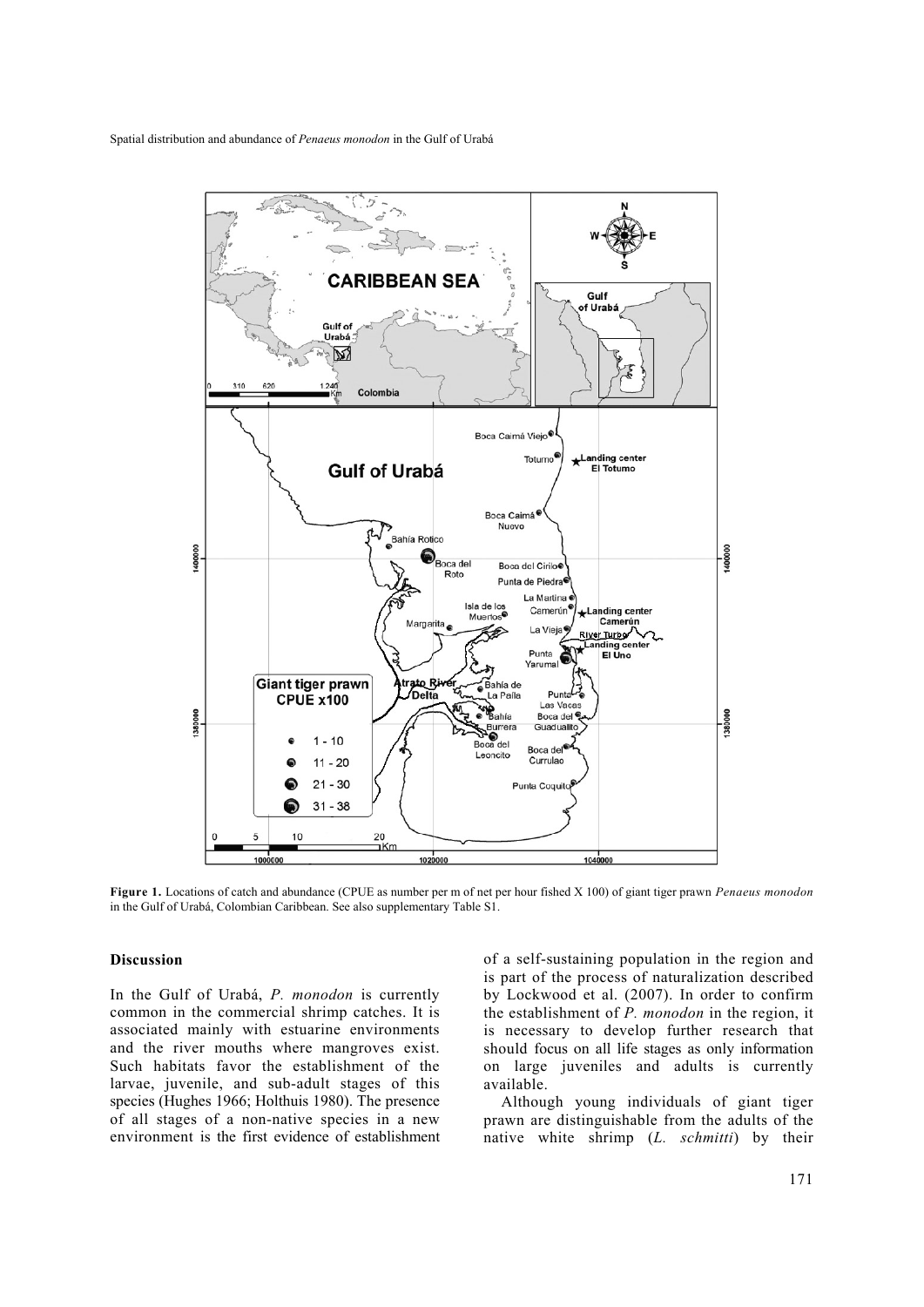**Figure 1.** Locations of catch and abundance (CPUE as number per m of net per hour fished X 100) of giant tiger prawn *Penaeus monodon* in the Gulf of Urabá, Colombian Caribbean. See also supplementary Table S1.

## Discussion

In the Gulf of Urabá, *P. monodon* is currently common in the commercial shrimp catches. It is associated mainly with estuarine environments and the river mouths where mangroves exist. Such habitats favor the establishment of the larvae, juvenile, and sub-adult stages of this species (Hughes 1966; Holthuis 1980). The presence of all stages of a non-native species in a new environment is the first evidence of establishment of a self-sustaining population in the region and is part of the process of naturalization described by Lockwood et al. (2007). In order to confirm the establishment of *P. monodon* in the region, it is necessary to develop further research that should focus on all life stages as only information on large juveniles and adults is currently available.

Although young individuals of giant tiger prawn are distinguishable from the adults of the native white shrimp (*L. schmitti*) by their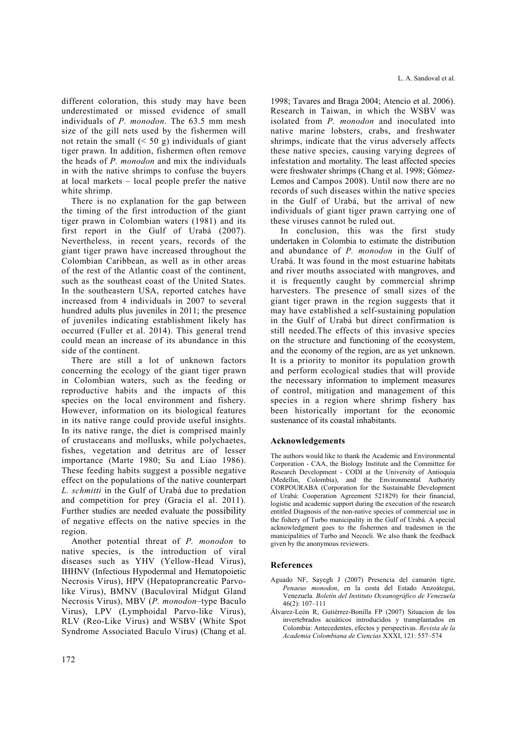different coloration, this study may have been underestimated or missed evidence of small individuals of *P. monodon*. The 63.5 mm mesh size of the gill nets used by the fishermen will not retain the small (< 50 g) individuals of giant tiger prawn. In addition, fishermen often remove the heads of *P. monodon* and mix the individuals in with the native shrimps to confuse the buyers at local markets – local people prefer the native white shrimp.

There is no explanation for the gap between the timing of the first introduction of the giant tiger prawn in Colombian waters (1981) and its first report in the Gulf of Urabá (2007). Nevertheless, in recent years, records of the giant tiger prawn have increased throughout the Colombian Caribbean, as well as in other areas of the rest of the Atlantic coast of the continent, such as the southeast coast of the United States. In the southeastern USA, reported catches have increased from 4 individuals in 2007 to several hundred adults plus juveniles in 2011; the presence of juveniles indicating establishment likely has occurred (Fuller et al. 2014). This general trend could mean an increase of its abundance in this side of the continent.

There are still a lot of unknown factors concerning the ecology of the giant tiger prawn in Colombian waters, such as the feeding or reproductive habits and the impacts of this species on the local environment and fishery. However, information on its biological features in its native range could provide useful insights. In its native range, the diet is comprised mainly of crustaceans and mollusks, while polychaetes, fishes, vegetation and detritus are of lesser importance (Marte 1980; Su and Liao 1986). These feeding habits suggest a possible negative effect on the populations of the native counterpart *L. schmitti* in the Gulf of Urabá due to predation and competition for prey (Gracia el al. 2011). Further studies are needed evaluate the possibility of negative effects on the native species in the region.

Another potential threat of *P. monodon* to native species, is the introduction of viral diseases such as YHV (Yellow-Head Virus), IHHNV (Infectious Hypodermal and Hematopoietic Necrosis Virus), HPV (Hepatoprancreatic Parvo-like Virus), BMNV (Baculoviral Midgut Gland Necrosis Virus), MBV (*P. monodon*–type Baculo Virus), LPV (Lymphoidal Parvo-like Virus), RLV (Reo-Like Virus) and WSBV (White Spot Syndrome Associated Baculo Virus) (Chang et al. 1998; Tavares and Braga 2004; Atencio et al. 2006). Research in Taiwan, in which the WSBV was isolated from *P. monodon* and inoculated into native marine lobsters, crabs, and freshwater shrimps, indicate that the virus adversely affects these native species, causing varying degrees of infestation and mortality. The least affected species were freshwater shrimps (Chang et al. 1998; Gómez-Lemos and Campos 2008). Until now there are no records of such diseases within the native species in the Gulf of Urabá, but the arrival of new individuals of giant tiger prawn carrying one of these viruses cannot be ruled out.

In conclusion, this was the first study undertaken in Colombia to estimate the distribution and abundance of *P. monodon* in the Gulf of Urabá. It was found in the most estuarine habitats and river mouths associated with mangroves, and it is frequently caught by commercial shrimp harvesters. The presence of small sizes of the giant tiger prawn in the region suggests that it may have established a self-sustaining population in the Gulf of Urabá but direct confirmation is still needed.The effects of this invasive species on the structure and functioning of the ecosystem, and the economy of the region, are as yet unknown. It is a priority to monitor its population growth and perform ecological studies that will provide the necessary information to implement measures of control, mitigation and management of this species in a region where shrimp fishery has been historically important for the economic sustenance of its coastal inhabitants.

## Acknowledgements

The authors would like to thank the Academic and Environmental Corporation - CAA, the Biology Institute and the Committee for Research Development - CODI at the University of Antioquia (Medellin, Colombia), and the Environmental Authority CORPOURABA (Corporation for the Sustainable Development of Urabá: Cooperation Agreement 521829) for their financial, logistic and academic support during the execution of the research entitled Diagnosis of the non-native species of commercial use in the fishery of Turbo municipality in the Gulf of Urabá. A special acknowledgment goes to the fishermen and tradesmen in the municipalities of Turbo and Necocli. We also thank the feedback given by the anonymous reviewers.

## References

Aguado NF, Sayegh J (2007) Presencia del camarón tigre, *Penaeus monodon*, en la costa del Estado Anzoátegui, Venezuela. *Boletín del Instituto Oceanográfico de Venezuela* 46(2): 107–111

Álvarez-León R, Gutiérrez-Bonilla FP (2007) Situacion de los invertebrados acuáticos introducidos y transplantados en Colombia: Antecedentes, efectos y perspectivas. *Revista de la Academia Colombiana de Ciencias* XXXI, 121: 557–574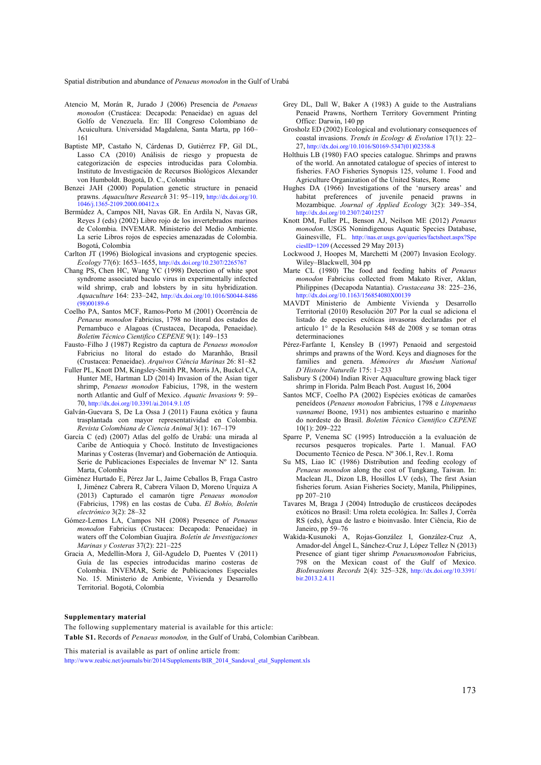Atencio M, Morán R, Jurado J (2006) Presencia de *Penaeus monodon* (Crustácea: Decapoda: Penaeidae) en aguas del Golfo de Venezuela. En: III Congreso Colombiano de Acuicultura. Universidad Magdalena, Santa Marta, pp 160–161

Baptiste MP, Castaño N, Cárdenas D, Gutiérrez FP, Gil DL, Lasso CA (2010) Análisis de riesgo y propuesta de categorización de especies introducidas para Colombia. Instituto de Investigación de Recursos Biológicos Alexander von Humboldt. Bogotá, D. C., Colombia

Benzei JAH (2000) Population genetic structure in penaeid prawns. *Aquaculture Research* 31: 95–119, http://dx.doi.org/10.1046/j.1365-2109.2000.00412.x

Bermúdez A, Campos NH, Navas GR. En Ardila N, Navas GR, Reyes J (eds) (2002) Libro rojo de los invertebrados marinos de Colombia. INVEMAR. Ministerio del Medio Ambiente. La serie Libros rojos de especies amenazadas de Colombia. Bogotá, Colombia

Carlton JT (1996) Biological invasions and cryptogenic species. *Ecology* 77(6): 1653–1655, http://dx.doi.org/10.2307/2265767

Chang PS, Chen HC, Wang YC (1998) Detection of white spot syndrome associated baculo virus in experimentally infected wild shrimp, crab and lobsters by in situ hybridization. *Aquaculture* 164: 233–242, http://dx.doi.org/10.1016/S0044-8486(98)00189-6

Coelho PA, Santos MCF, Ramos-Porto M (2001) Ocorrência de *Penaeus monodon* Fabricius, 1798 no litoral dos estados de Pernambuco e Alagoas (Crustacea, Decapoda, Penaeidae). *Boletim Técnico Científico CEPENE* 9(1): 149–153

Fausto–Filho J (1987) Registro da captura de *Penaeus monodon* Fabricius no litoral do estado do Maranhão, Brasil (Crustacea: Penaeidae). *Arquivos Ciência Marinas* 26: 81–82

Fuller PL, Knott DM, Kingsley-Smith PR, Morris JA, Buckel CA, Hunter ME, Hartman LD (2014) Invasion of the Asian tiger shrimp, *Penaeus monodon* Fabicius, 1798, in the western north Atlantic and Gulf of Mexico. *Aquatic Invasions* 9: 59–70, http://dx.doi.org/10.3391/ai.2014.9.1.05

Galván-Guevara S, De La Ossa J (2011) Fauna exótica y fauna trasplantada con mayor representatividad en Colombia. *Revista Colombiana de Ciencia Animal* 3(1): 167–179

García C (ed) (2007) Atlas del golfo de Urabá: una mirada al Caribe de Antioquia y Chocó. Instituto de Investigaciones Marinas y Costeras (Invemar) y Gobernación de Antioquia. Serie de Publicaciones Especiales de Invemar Nº 12. Santa Marta, Colombia

Giménez Hurtado E, Pérez Jar L, Jaime Ceballos B, Fraga Castro I, Jiménez Cabrera R, Cabrera Vilaon D, Moreno Urquiza A (2013) Capturado el camarón tigre *Penaeus monodon* (Fabricius, 1798) en las costas de Cuba. *El Bohío, Boletín electrónico* 3(2): 28–32

Gómez-Lemos LA, Campos NH (2008) Presence of *Penaeus monodon* Fabricius (Crustacea: Decapoda: Penaeidae) in waters off the Colombian Guajira*. Boletín de Investigaciones Marinas y Costeras* 37(2): 221–225

Gracia A, Medellín-Mora J, Gil-Agudelo D, Puentes V (2011) Guía de las especies introducidas marino costeras de Colombia. INVEMAR, Serie de Publicaciones Especiales No. 15. Ministerio de Ambiente, Vivienda y Desarrollo Territorial. Bogotá, Colombia

Grey DL, Dall W, Baker A (1983) A guide to the Australians Penaeid Prawns, Northern Territory Government Printing Office: Darwin, 140 pp

Grosholz ED (2002) Ecological and evolutionary consequences of coastal invasions. *Trends in Ecology & Evolution* 17(1): 22–27, http://dx.doi.org/10.1016/S0169-5347(01)02358-8

Holthuis LB (1980) FAO species catalogue. Shrimps and prawns of the world. An annotated catalogue of species of interest to fisheries. FAO Fisheries Synopsis 125, volume 1. Food and Agriculture Organization of the United States, Rome

Hughes DA (1966) Investigations of the 'nursery areas' and habitat preferences of juvenile penaeid prawns in Mozambique. *Journal of Applied Ecology* 3(2): 349–354, http://dx.doi.org/10.2307/2401257

Knott DM, Fuller PL, Benson AJ, Neilson ME (2012) *Penaeus monodon*. USGS Nonindigenous Aquatic Species Database, Gainesville, FL. http://nas.er.usgs.gov/queries/factsheet.aspx?SpeciesID=1209 (Accessed 29 May 2013)

Lockwood J, Hoopes M, Marchetti M (2007) Invasion Ecology. Wiley–Blackwell, 304 pp

Marte CL (1980) The food and feeding habits of *Penaeus monodon* Fabricius collected from Makato River, Aklan, Philippines (Decapoda Natantia). *Crustaceana* 38: 225–236, http://dx.doi.org/10.1163/156854080X00139

MAVDT Ministerio de Ambiente Vivienda y Desarrollo Territorial (2010) Resolución 207 Por la cual se adiciona el listado de especies exóticas invasoras declaradas por el artículo 1° de la Resolución 848 de 2008 y se toman otras determinaciones

Pérez-Farfante I, Kensley B (1997) Penaoid and sergestoid shrimps and prawns of the Word. Keys and diagnoses for the families and genera. *Mémoires du Muséum National D´Histoire Naturelle* 175: 1–233

Salisbury S (2004) Indian River Aquaculture growing black tiger shrimp in Florida. Palm Beach Post. August 16, 2004

Santos MCF, Coelho PA (2002) Espécies exóticas de camarões peneídeos (*Penaeus monodon* Fabricius, 1798 e *Litopenaeus vannamei* Boone, 1931) nos ambientes estuarino e marinho do nordeste do Brasil. *Boletim Técnico Científico CEPENE* 10(1): 209–222

Sparre P, Venema SC (1995) Introducción a la evaluación de recursos pesqueros tropicales. Parte 1. Manual. FAO Documento Técnico de Pesca. Nº 306.1, Rev.1. Roma

Su MS, Liao IC (1986) Distribution and feeding ecology of *Penaeus monodon* along the cost of Tungkang, Taiwan. In: Maclean JL, Dizon LB, Hosillos LV (eds), The first Asian fisheries forum. Asian Fisheries Society, Manila, Philippines, pp 207–210

Tavares M, Braga J (2004) Introdução de crustáceos decápodes exóticos no Brasil: Uma roleta ecológica. In: Salles J, Corrêa RS (eds), Água de lastro e bioinvasão. Inter Ciência, Rio de Janeiro, pp 59–76

Wakida-Kusunoki A, Rojas-González I, González-Cruz A, Amador-del Ángel L, Sánchez-Cruz J, López Tellez N (2013) Presence of giant tiger shrimp *Penaeusmonodon* Fabricius, 798 on the Mexican coast of the Gulf of Mexico. *BioInvasions Records* 2(4): 325–328, http://dx.doi.org/10.3391/bir.2013.2.4.11

**Supplementary material**

The following supplementary material is available for this article:

**Table S1.** Records of *Penaeus monodon,* in the Gulf of Urabá, Colombian Caribbean.

This material is available as part of online article from:
http://www.reabic.net/journals/bir/2014/Supplements/BIR_2014_Sandoval_etal_Supplement.xls